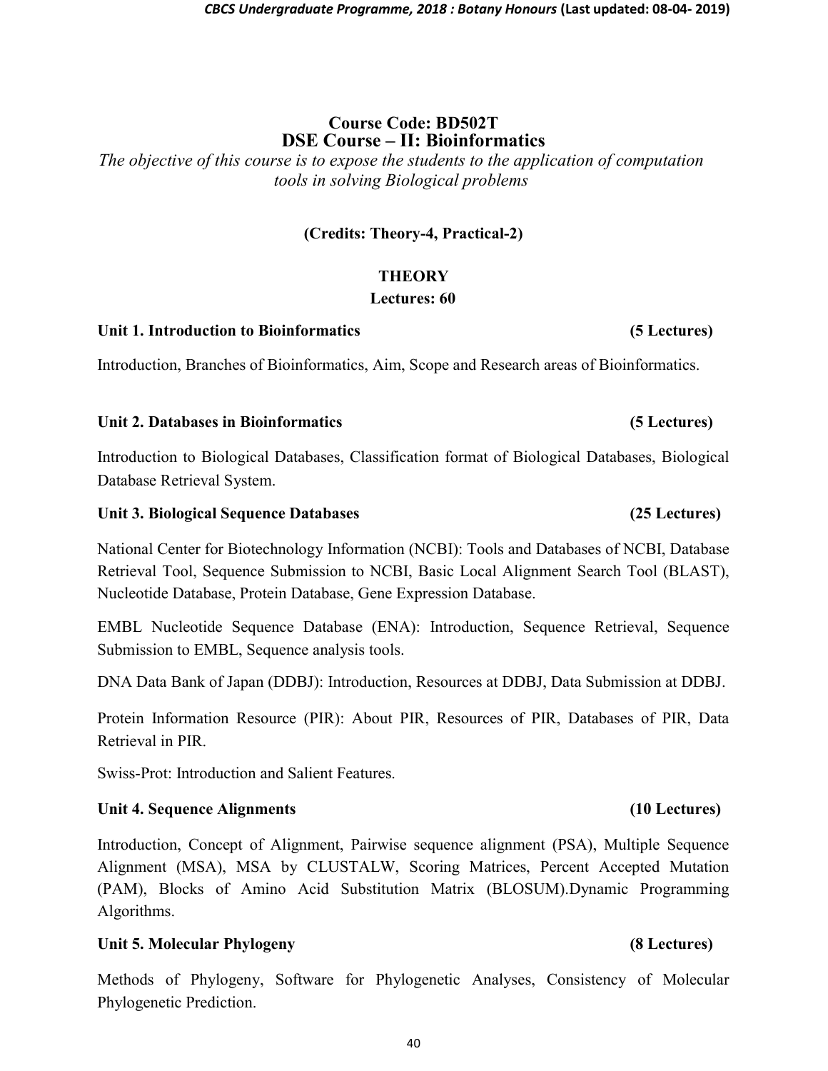# Course Code: BD502T
# DSE Course – II: Bioinformatics

*The objective of this course is to expose the students to the application of computation tools in solving Biological problems*

**(Credits: Theory-4, Practical-2)**

**THEORY**

**Lectures: 60**

### Unit 1. Introduction to Bioinformatics (5 Lectures)

Introduction, Branches of Bioinformatics, Aim, Scope and Research areas of Bioinformatics.

### Unit 2. Databases in Bioinformatics (5 Lectures)

Introduction to Biological Databases, Classification format of Biological Databases, Biological Database Retrieval System.

### Unit 3. Biological Sequence Databases (25 Lectures)

National Center for Biotechnology Information (NCBI): Tools and Databases of NCBI, Database Retrieval Tool, Sequence Submission to NCBI, Basic Local Alignment Search Tool (BLAST), Nucleotide Database, Protein Database, Gene Expression Database.

EMBL Nucleotide Sequence Database (ENA): Introduction, Sequence Retrieval, Sequence Submission to EMBL, Sequence analysis tools.

DNA Data Bank of Japan (DDBJ): Introduction, Resources at DDBJ, Data Submission at DDBJ.

Protein Information Resource (PIR): About PIR, Resources of PIR, Databases of PIR, Data Retrieval in PIR.

Swiss-Prot: Introduction and Salient Features.

### Unit 4. Sequence Alignments (10 Lectures)

Introduction, Concept of Alignment, Pairwise sequence alignment (PSA), Multiple Sequence Alignment (MSA), MSA by CLUSTALW, Scoring Matrices, Percent Accepted Mutation (PAM), Blocks of Amino Acid Substitution Matrix (BLOSUM).Dynamic Programming Algorithms.

### Unit 5. Molecular Phylogeny (8 Lectures)

Methods of Phylogeny, Software for Phylogenetic Analyses, Consistency of Molecular Phylogenetic Prediction.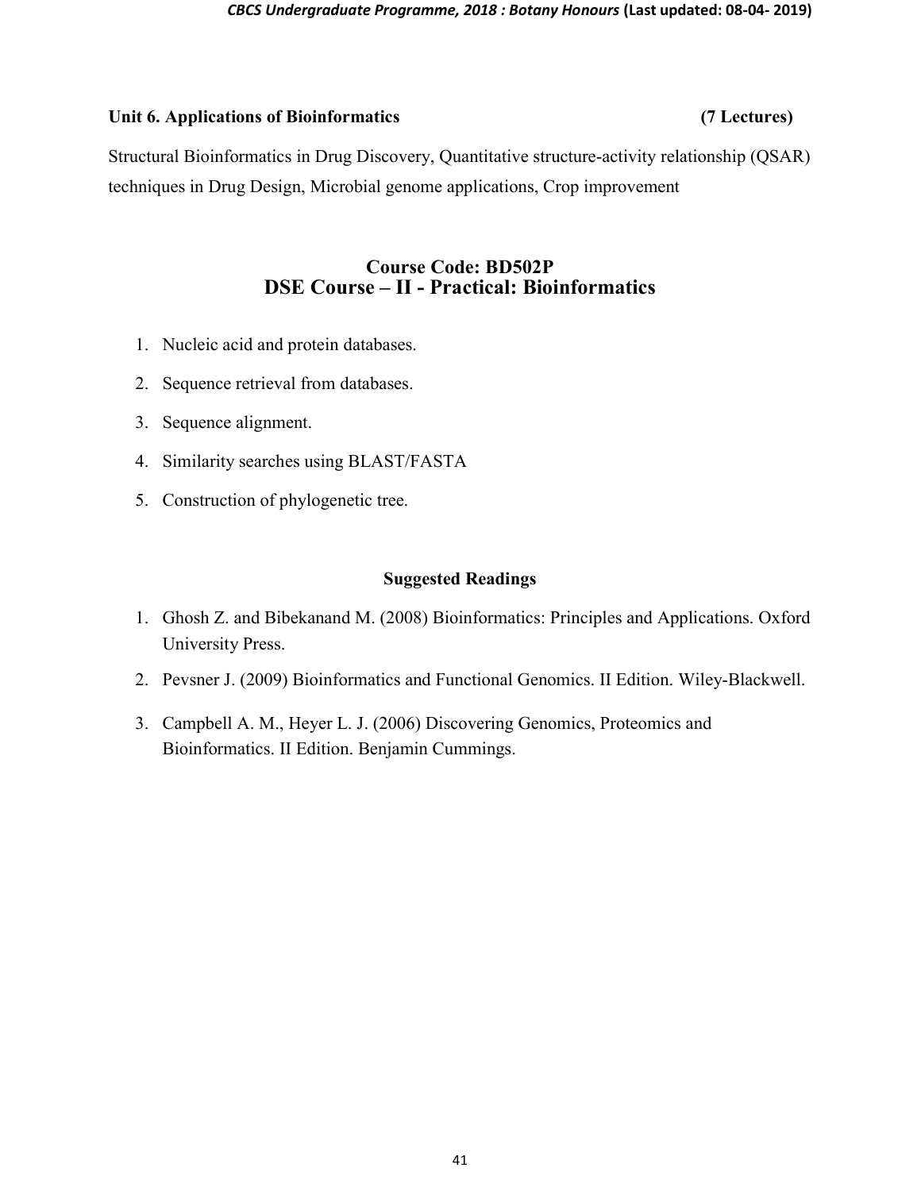**Unit 6. Applications of Bioinformatics (7 Lectures)**

Structural Bioinformatics in Drug Discovery, Quantitative structure-activity relationship (QSAR) techniques in Drug Design, Microbial genome applications, Crop improvement

## Course Code: BD502P
## DSE Course – II - Practical: Bioinformatics

1. Nucleic acid and protein databases.
2. Sequence retrieval from databases.
3. Sequence alignment.
4. Similarity searches using BLAST/FASTA
5. Construction of phylogenetic tree.

### Suggested Readings

1. Ghosh Z. and Bibekanand M. (2008) Bioinformatics: Principles and Applications. Oxford University Press.
2. Pevsner J. (2009) Bioinformatics and Functional Genomics. II Edition. Wiley-Blackwell.
3. Campbell A. M., Heyer L. J. (2006) Discovering Genomics, Proteomics and Bioinformatics. II Edition. Benjamin Cummings.